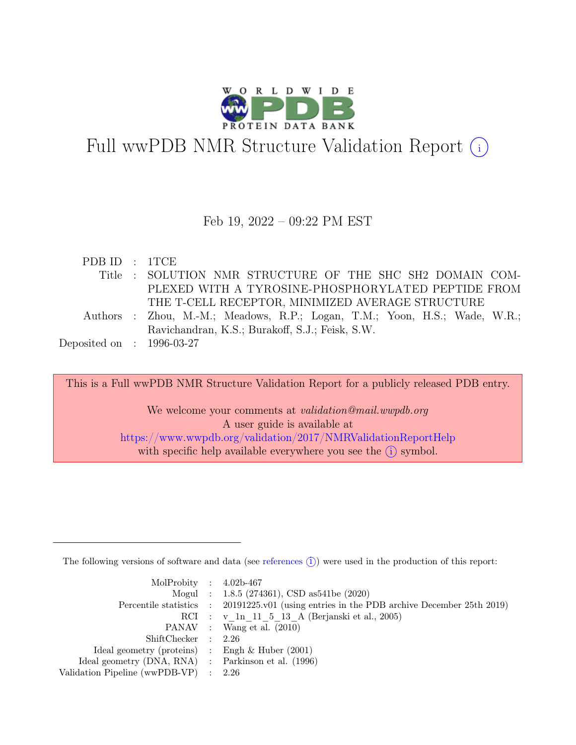# Full wwPDB NMR Structure Validation Report (i)

Feb 19, 2022 – 09:22 PM EST

| | | |
|---|---|---|
| PDB ID | : | 1TCE |
| Title | : | SOLUTION NMR STRUCTURE OF THE SHC SH2 DOMAIN COMPLEXED WITH A TYROSINE-PHOSPHORYLATED PEPTIDE FROM THE T-CELL RECEPTOR, MINIMIZED AVERAGE STRUCTURE |
| Authors | : | Zhou, M.-M.; Meadows, R.P.; Logan, T.M.; Yoon, H.S.; Wade, W.R.; Ravichandran, K.S.; Burakoff, S.J.; Feisk, S.W. |
| Deposited on | : | 1996-03-27 |

This is a Full wwPDB NMR Structure Validation Report for a publicly released PDB entry.

We welcome your comments at *validation@mail.wwpdb.org*
A user guide is available at
https://www.wwpdb.org/validation/2017/NMRValidationReportHelp
with specific help available everywhere you see the (i) symbol.

---

The following versions of software and data (see references (i)) were used in the production of this report:

| | | |
|---|---|---|
| MolProbity | : | 4.02b-467 |
| Mogul | : | 1.8.5 (274361), CSD as541be (2020) |
| Percentile statistics | : | 20191225.v01 (using entries in the PDB archive December 25th 2019) |
| RCI | : | v_1n_11_5_13_A (Berjanski et al., 2005) |
| PANAV | : | Wang et al. (2010) |
| ShiftChecker | : | 2.26 |
| Ideal geometry (proteins) | : | Engh & Huber (2001) |
| Ideal geometry (DNA, RNA) | : | Parkinson et al. (1996) |
| Validation Pipeline (wwPDB-VP) | : | 2.26 |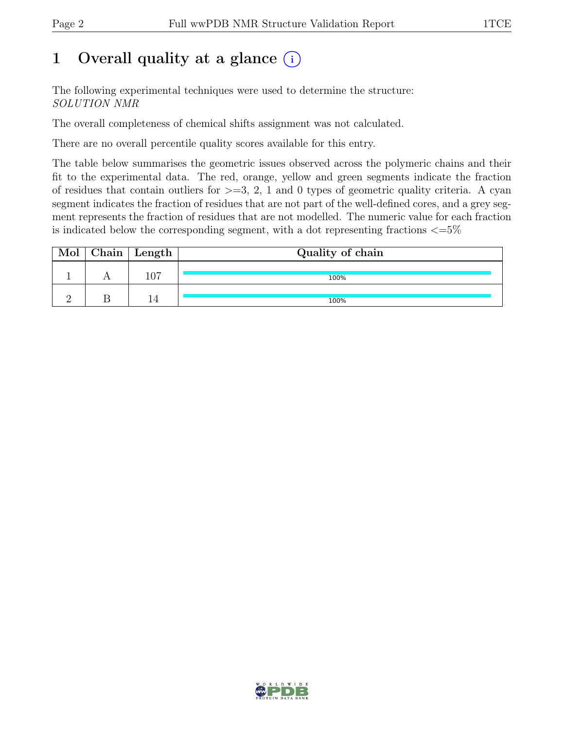# 1 Overall quality at a glance (i)

The following experimental techniques were used to determine the structure:
*SOLUTION NMR*

The overall completeness of chemical shifts assignment was not calculated.

There are no overall percentile quality scores available for this entry.

The table below summarises the geometric issues observed across the polymeric chains and their fit to the experimental data. The red, orange, yellow and green segments indicate the fraction of residues that contain outliers for >=3, 2, 1 and 0 types of geometric quality criteria. A cyan segment indicates the fraction of residues that are not part of the well-defined cores, and a grey segment represents the fraction of residues that are not modelled. The numeric value for each fraction is indicated below the corresponding segment, with a dot representing fractions <=5%

| Mol | Chain | Length | Quality of chain |
|---|---|---|---|
| 1 | A | 107 | 100% |
| 2 | B | 14 | 100% |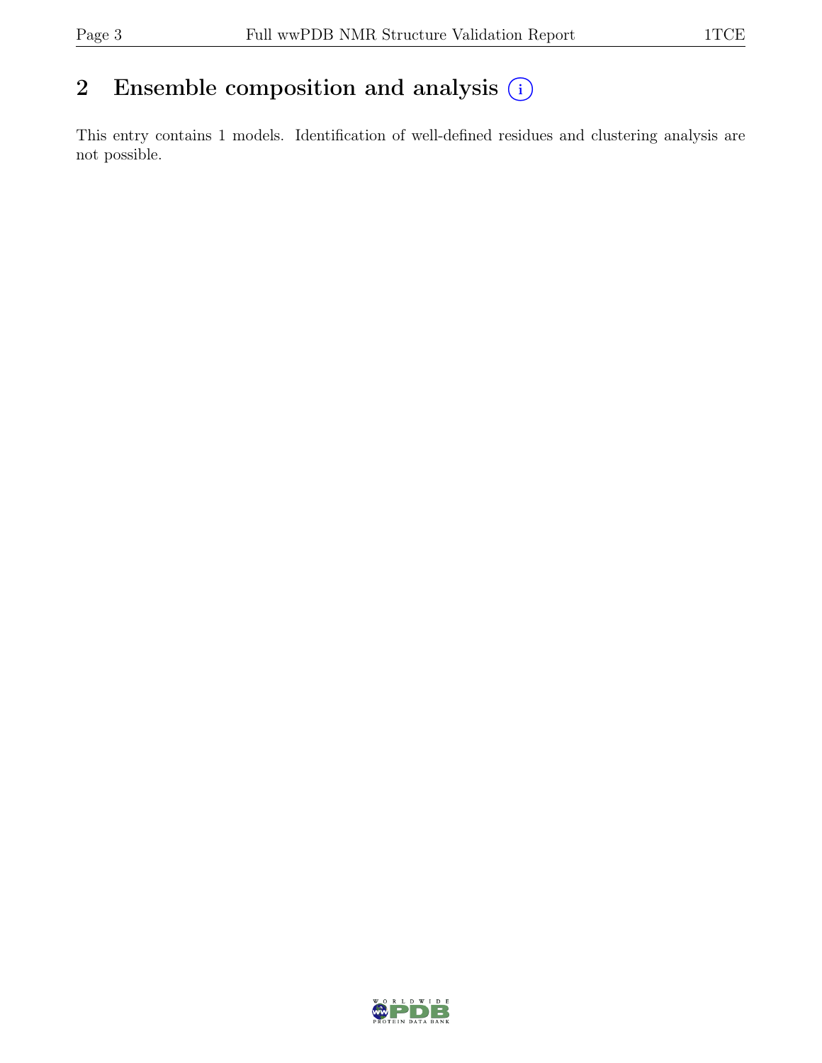## 2 Ensemble composition and analysis

This entry contains 1 models. Identification of well-defined residues and clustering analysis are not possible.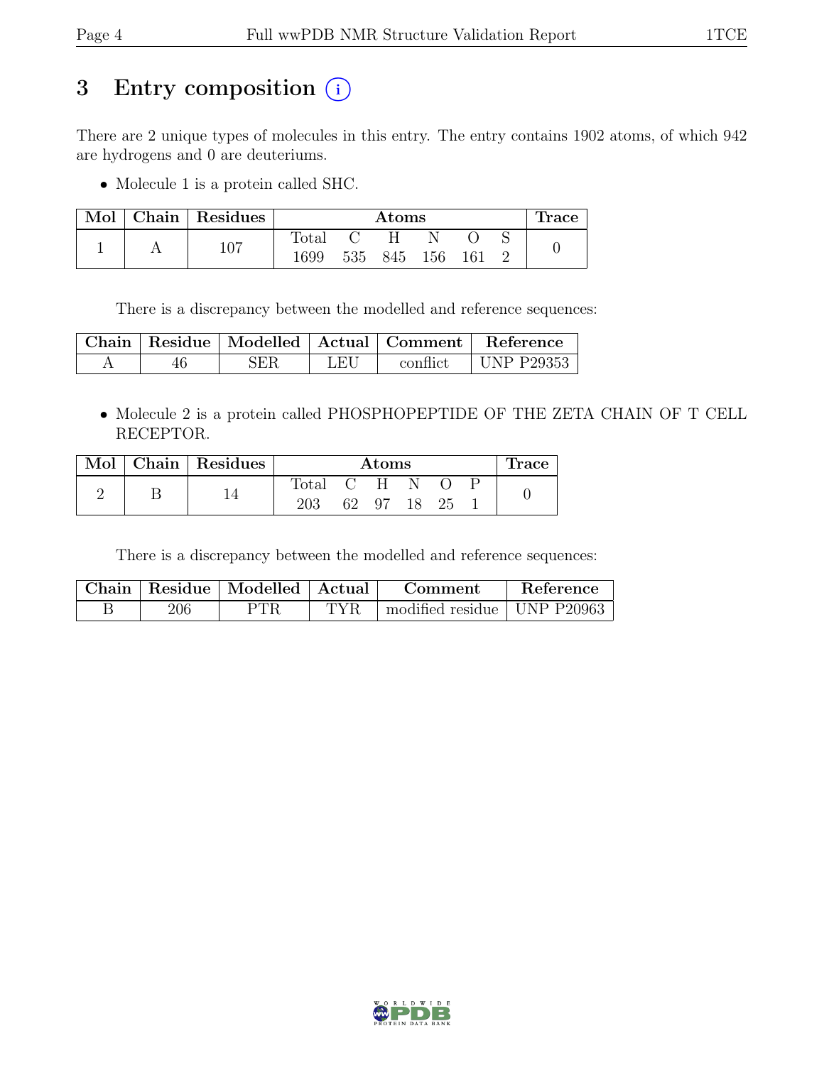# 3 Entry composition (i)

There are 2 unique types of molecules in this entry. The entry contains 1902 atoms, of which 942 are hydrogens and 0 are deuteriums.

- Molecule 1 is a protein called SHC.

| Mol | Chain | Residues | Atoms | | | | | | Trace |
|---|---|---|---|---|---|---|---|---|---|
| | | | Total | C | H | N | O | S | |
| 1 | A | 107 | 1699 | 535 | 845 | 156 | 161 | 2 | 0 |

There is a discrepancy between the modelled and reference sequences:

| Chain | Residue | Modelled | Actual | Comment | Reference |
|---|---|---|---|---|---|
| A | 46 | SER | LEU | conflict | UNP P29353 |

- Molecule 2 is a protein called PHOSPHOPEPTIDE OF THE ZETA CHAIN OF T CELL RECEPTOR.

| Mol | Chain | Residues | Atoms | | | | | | Trace |
|---|---|---|---|---|---|---|---|---|---|
| | | | Total | C | H | N | O | P | |
| 2 | B | 14 | 203 | 62 | 97 | 18 | 25 | 1 | 0 |

There is a discrepancy between the modelled and reference sequences:

| Chain | Residue | Modelled | Actual | Comment | Reference |
|---|---|---|---|---|---|
| B | 206 | PTR | TYR | modified residue | UNP P20963 |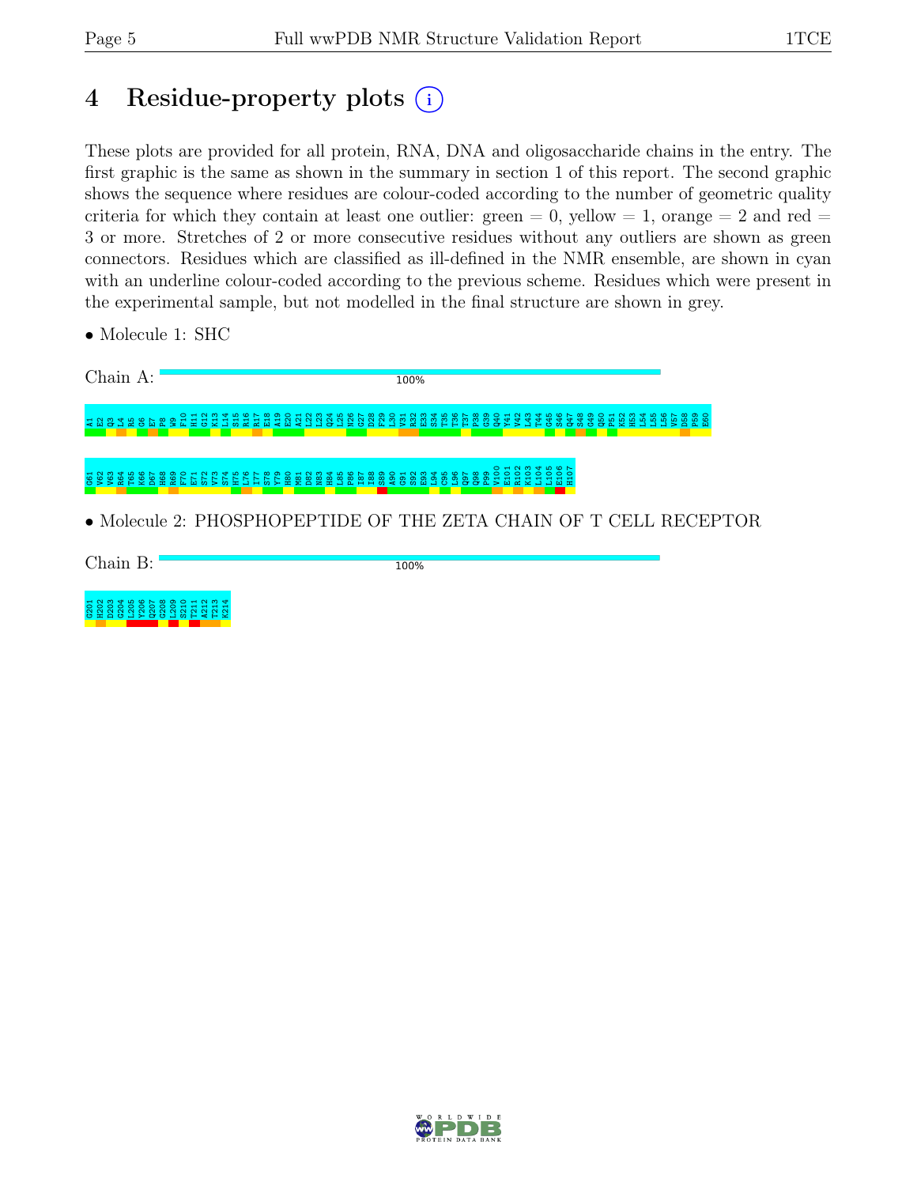# 4 Residue-property plots

These plots are provided for all protein, RNA, DNA and oligosaccharide chains in the entry. The first graphic is the same as shown in the summary in section 1 of this report. The second graphic shows the sequence where residues are colour-coded according to the number of geometric quality criteria for which they contain at least one outlier: green = 0, yellow = 1, orange = 2 and red = 3 or more. Stretches of 2 or more consecutive residues without any outliers are shown as green connectors. Residues which are classified as ill-defined in the NMR ensemble, are shown in cyan with an underline colour-coded according to the previous scheme. Residues which were present in the experimental sample, but not modelled in the final structure are shown in grey.

- Molecule 1: SHC

Chain A:

100%

A1 E2 Q3 L4 R5 G6 E7 P8 W9 F10 H11 G12 K13 L14 S15 R16 R17 E18 A19 E20 A21 L22 L23 Q24 L25 N26 G27 D28 F29 L30 V31 R32 E33 S34 T35 T36 T37 P38 G39 Q40 Y41 V42 L43 T44 G45 S46 Q47 S48 G49 Q50 P51 K52 H53 L54 L55 L56 V57 D58 P59 E60

G61 V62 V63 R64 T65 K66 D67 H68 R69 F70 E71 S72 V73 S74 H75 L76 I77 S78 Y79 H80 M81 D82 N83 H84 L85 P86 I87 I88 S89 A90 G91 S92 E93 L94 C95 L96 Q97 Q98 P99 V100 E101 R102 K103 L104 L105 E106 H107

- Molecule 2: PHOSPHOPEPTIDE OF THE ZETA CHAIN OF T CELL RECEPTOR

Chain B:

100%

G201 H202 D203 G204 L205 Y206 Q207 G208 L209 S210 T211 A212 T213 K214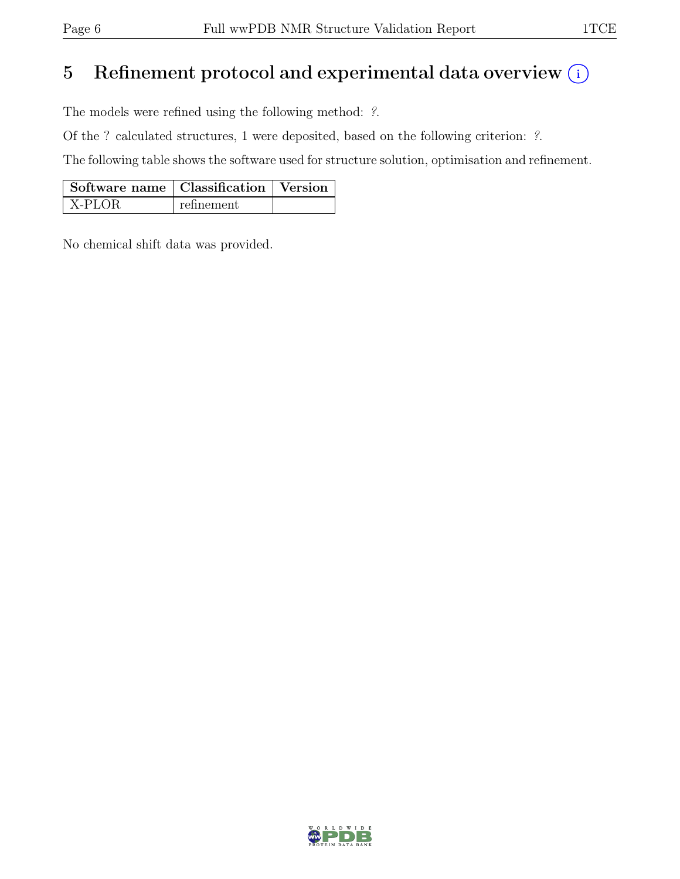# 5 Refinement protocol and experimental data overview (i)

The models were refined using the following method: *?*.

Of the ? calculated structures, 1 were deposited, based on the following criterion: *?*.

The following table shows the software used for structure solution, optimisation and refinement.

| Software name | Classification | Version |
|---|---|---|
| X-PLOR | refinement | |

No chemical shift data was provided.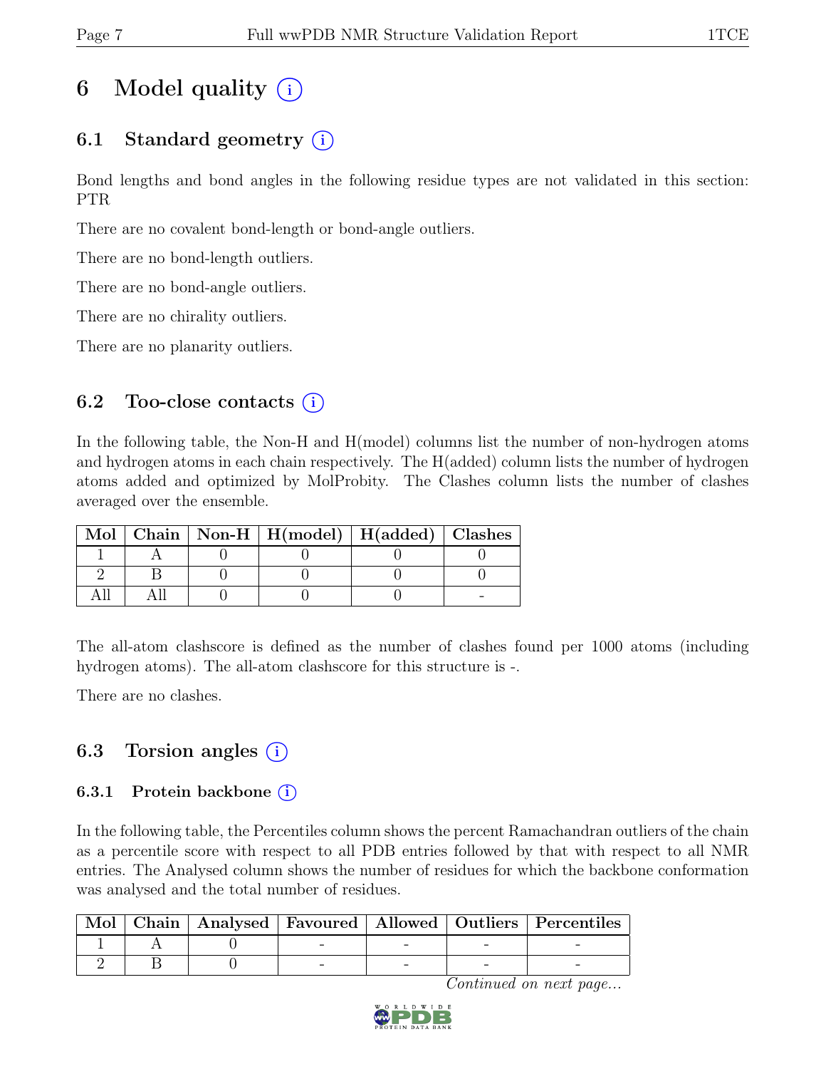# 6 Model quality (i)

## 6.1 Standard geometry (i)

Bond lengths and bond angles in the following residue types are not validated in this section: PTR

There are no covalent bond-length or bond-angle outliers.

There are no bond-length outliers.

There are no bond-angle outliers.

There are no chirality outliers.

There are no planarity outliers.

## 6.2 Too-close contacts (i)

In the following table, the Non-H and H(model) columns list the number of non-hydrogen atoms and hydrogen atoms in each chain respectively. The H(added) column lists the number of hydrogen atoms added and optimized by MolProbity. The Clashes column lists the number of clashes averaged over the ensemble.

| Mol | Chain | Non-H | H(model) | H(added) | Clashes |
|---|---|---|---|---|---|
| 1 | A | 0 | 0 | 0 | 0 |
| 2 | B | 0 | 0 | 0 | 0 |
| All | All | 0 | 0 | 0 | - |

The all-atom clashscore is defined as the number of clashes found per 1000 atoms (including hydrogen atoms). The all-atom clashscore for this structure is -.

There are no clashes.

## 6.3 Torsion angles (i)

### 6.3.1 Protein backbone (i)

In the following table, the Percentiles column shows the percent Ramachandran outliers of the chain as a percentile score with respect to all PDB entries followed by that with respect to all NMR entries. The Analysed column shows the number of residues for which the backbone conformation was analysed and the total number of residues.

| Mol | Chain | Analysed | Favoured | Allowed | Outliers | Percentiles |
|---|---|---|---|---|---|---|
| 1 | A | 0 | - | - | - | - |
| 2 | B | 0 | - | - | - | - |

*Continued on next page...*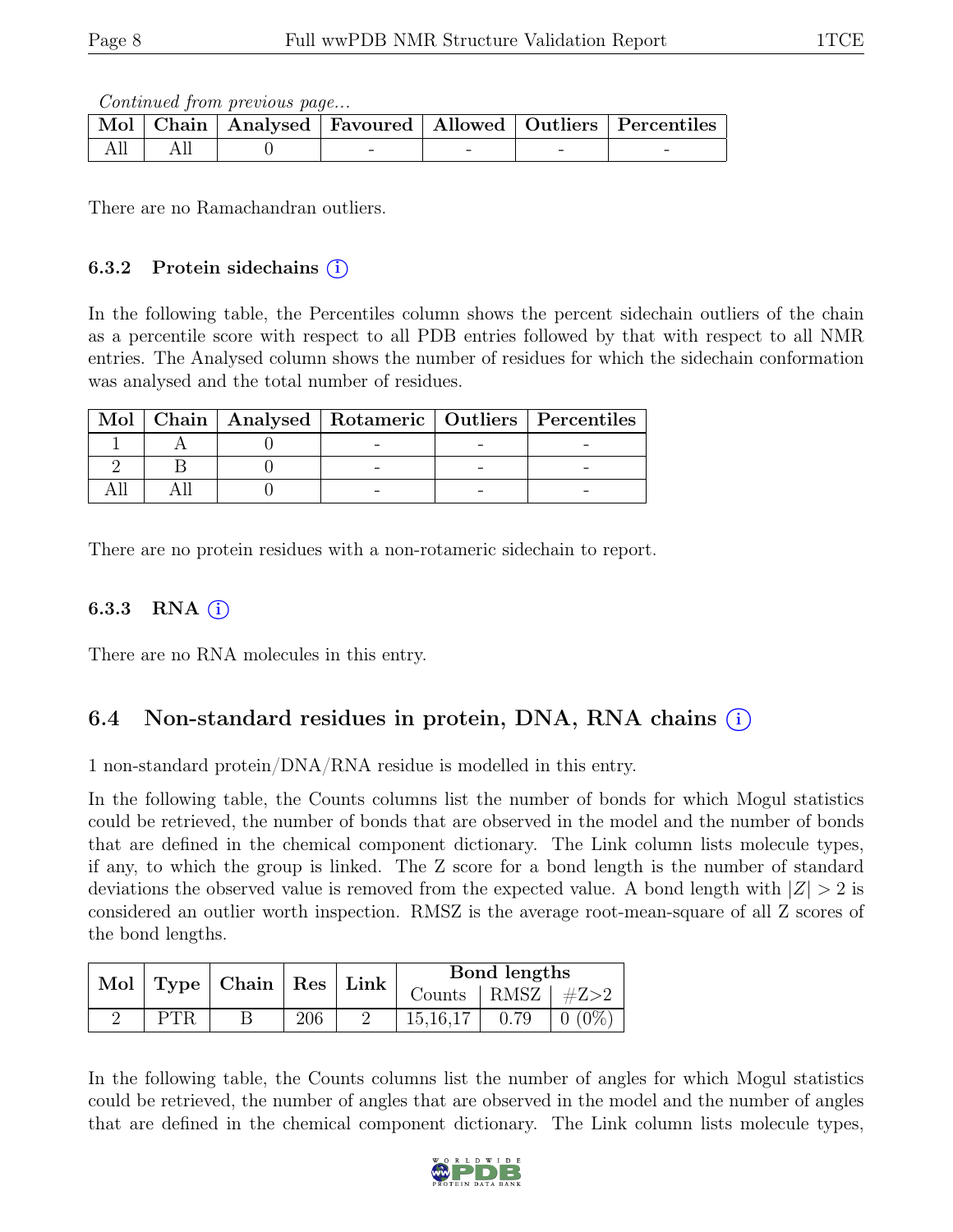*Continued from previous page...*

| Mol | Chain | Analysed | Favoured | Allowed | Outliers | Percentiles |
|---|---|---|---|---|---|---|
| All | All | 0 | - | - | - | - |

There are no Ramachandran outliers.

### 6.3.2 Protein sidechains ⓘ

In the following table, the Percentiles column shows the percent sidechain outliers of the chain as a percentile score with respect to all PDB entries followed by that with respect to all NMR entries. The Analysed column shows the number of residues for which the sidechain conformation was analysed and the total number of residues.

| Mol | Chain | Analysed | Rotameric | Outliers | Percentiles |
|---|---|---|---|---|---|
| 1 | A | 0 | - | - | - |
| 2 | B | 0 | - | - | - |
| All | All | 0 | - | - | - |

There are no protein residues with a non-rotameric sidechain to report.

### 6.3.3 RNA ⓘ

There are no RNA molecules in this entry.

## 6.4 Non-standard residues in protein, DNA, RNA chains ⓘ

1 non-standard protein/DNA/RNA residue is modelled in this entry.

In the following table, the Counts columns list the number of bonds for which Mogul statistics could be retrieved, the number of bonds that are observed in the model and the number of bonds that are defined in the chemical component dictionary. The Link column lists molecule types, if any, to which the group is linked. The Z score for a bond length is the number of standard deviations the observed value is removed from the expected value. A bond length with $|Z| > 2$ is considered an outlier worth inspection. RMSZ is the average root-mean-square of all Z scores of the bond lengths.

| Mol | Type | Chain | Res | Link | Bond lengths | | |
|---|---|---|---|---|---|---|---|
| | | | | | Counts | RMSZ | #Z>2 |
| 2 | PTR | B | 206 | 2 | 15,16,17 | 0.79 | 0 (0%) |

In the following table, the Counts columns list the number of angles for which Mogul statistics could be retrieved, the number of angles that are observed in the model and the number of angles that are defined in the chemical component dictionary. The Link column lists molecule types,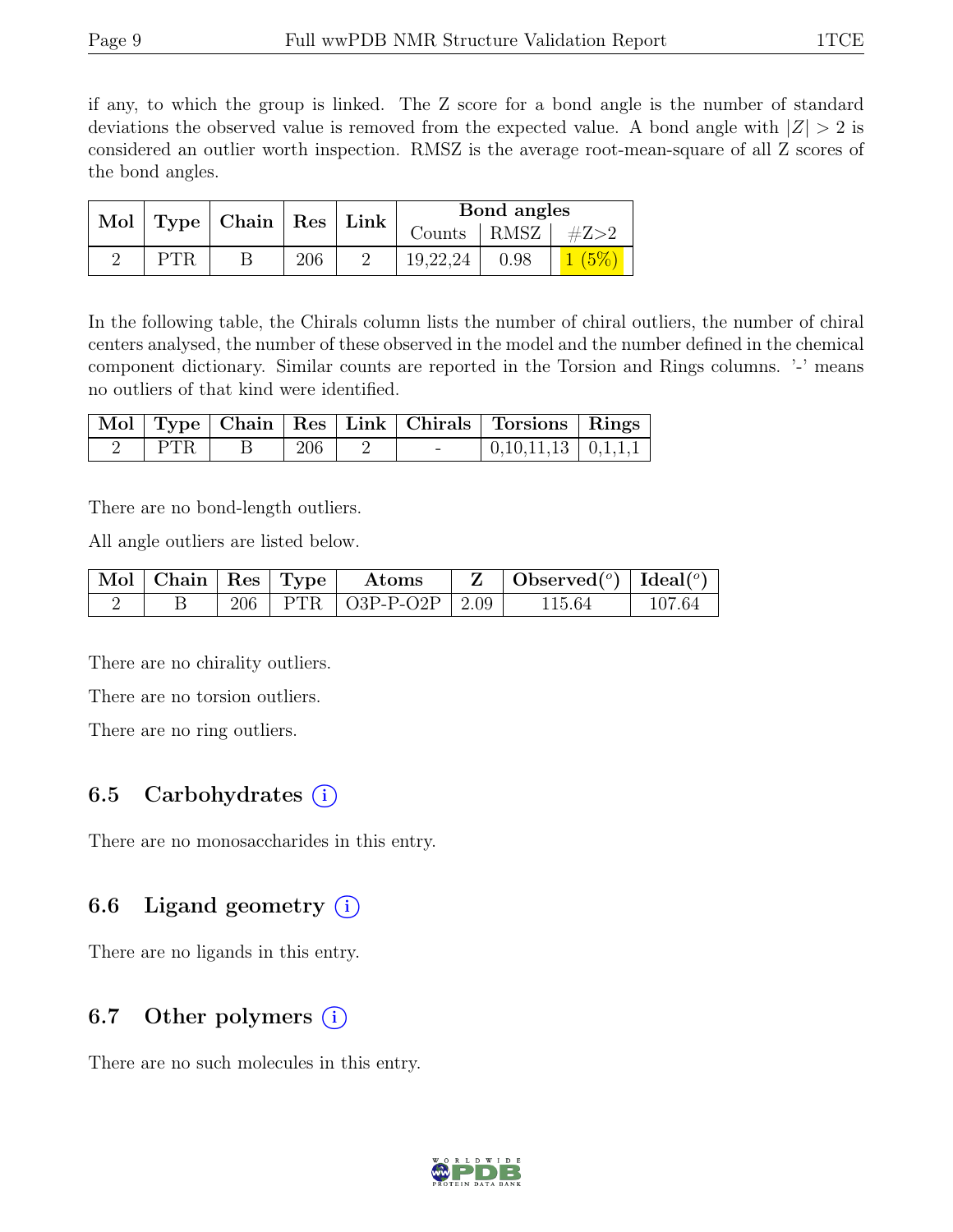if any, to which the group is linked. The Z score for a bond angle is the number of standard deviations the observed value is removed from the expected value. A bond angle with $|Z| > 2$ is considered an outlier worth inspection. RMSZ is the average root-mean-square of all Z scores of the bond angles.

| Mol | Type | Chain | Res | Link | Bond angles | | |
|---|---|---|---|---|---|---|---|
| | | | | | Counts | RMSZ | #Z>2 |
| 2 | PTR | B | 206 | 2 | 19,22,24 | 0.98 | 1 (5%) |

In the following table, the Chirals column lists the number of chiral outliers, the number of chiral centers analysed, the number of these observed in the model and the number defined in the chemical component dictionary. Similar counts are reported in the Torsion and Rings columns. '-' means no outliers of that kind were identified.

| Mol | Type | Chain | Res | Link | Chirals | Torsions | Rings |
|---|---|---|---|---|---|---|---|
| 2 | PTR | B | 206 | 2 | - | 0,10,11,13 | 0,1,1,1 |

There are no bond-length outliers.

All angle outliers are listed below.

| Mol | Chain | Res | Type | Atoms | Z | Observed(°) | Ideal(°) |
|---|---|---|---|---|---|---|---|
| 2 | B | 206 | PTR | O3P-P-O2P | 2.09 | 115.64 | 107.64 |

There are no chirality outliers.

There are no torsion outliers.

There are no ring outliers.

## 6.5 Carbohydrates

There are no monosaccharides in this entry.

## 6.6 Ligand geometry

There are no ligands in this entry.

## 6.7 Other polymers

There are no such molecules in this entry.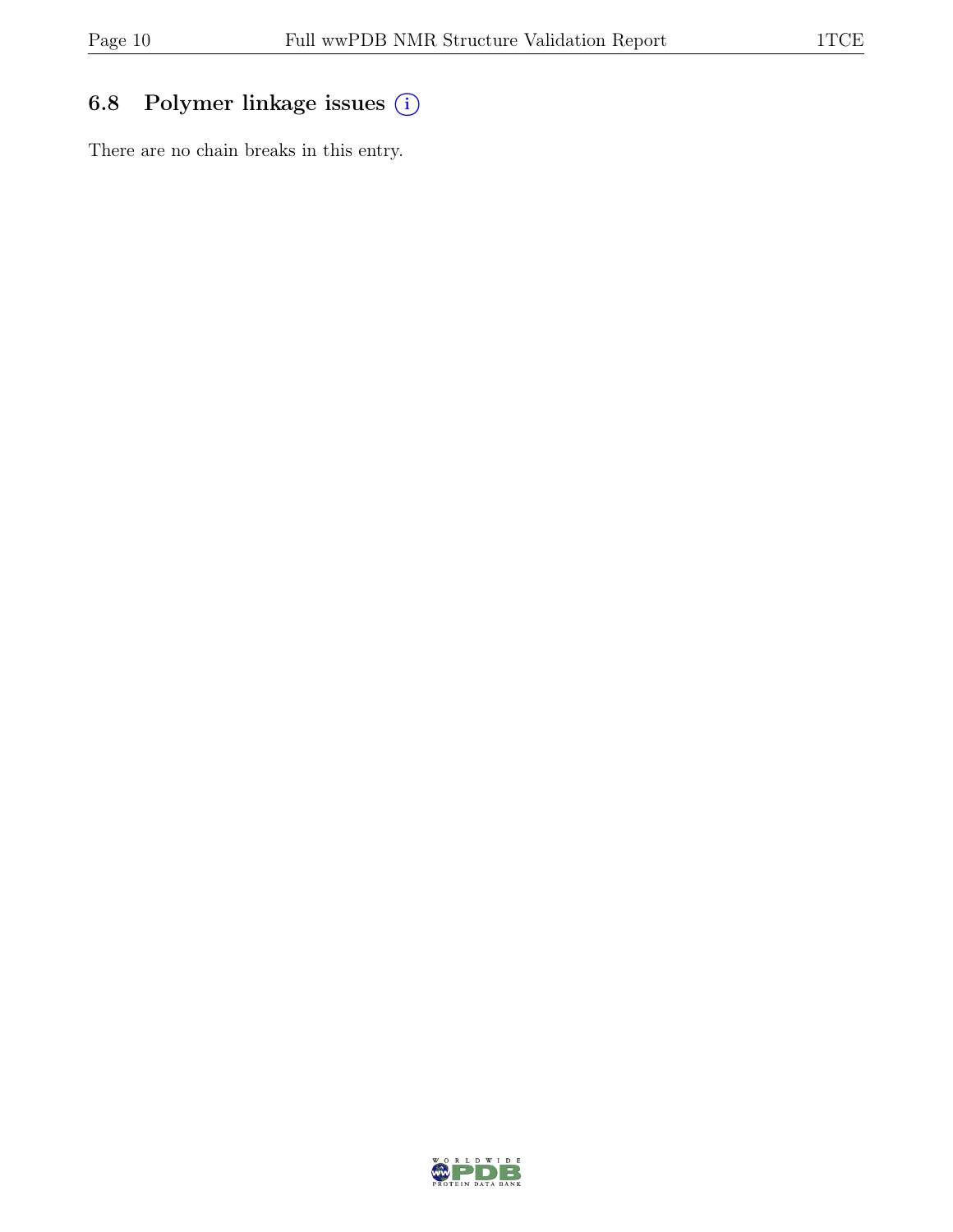## 6.8 Polymer linkage issues (i)

There are no chain breaks in this entry.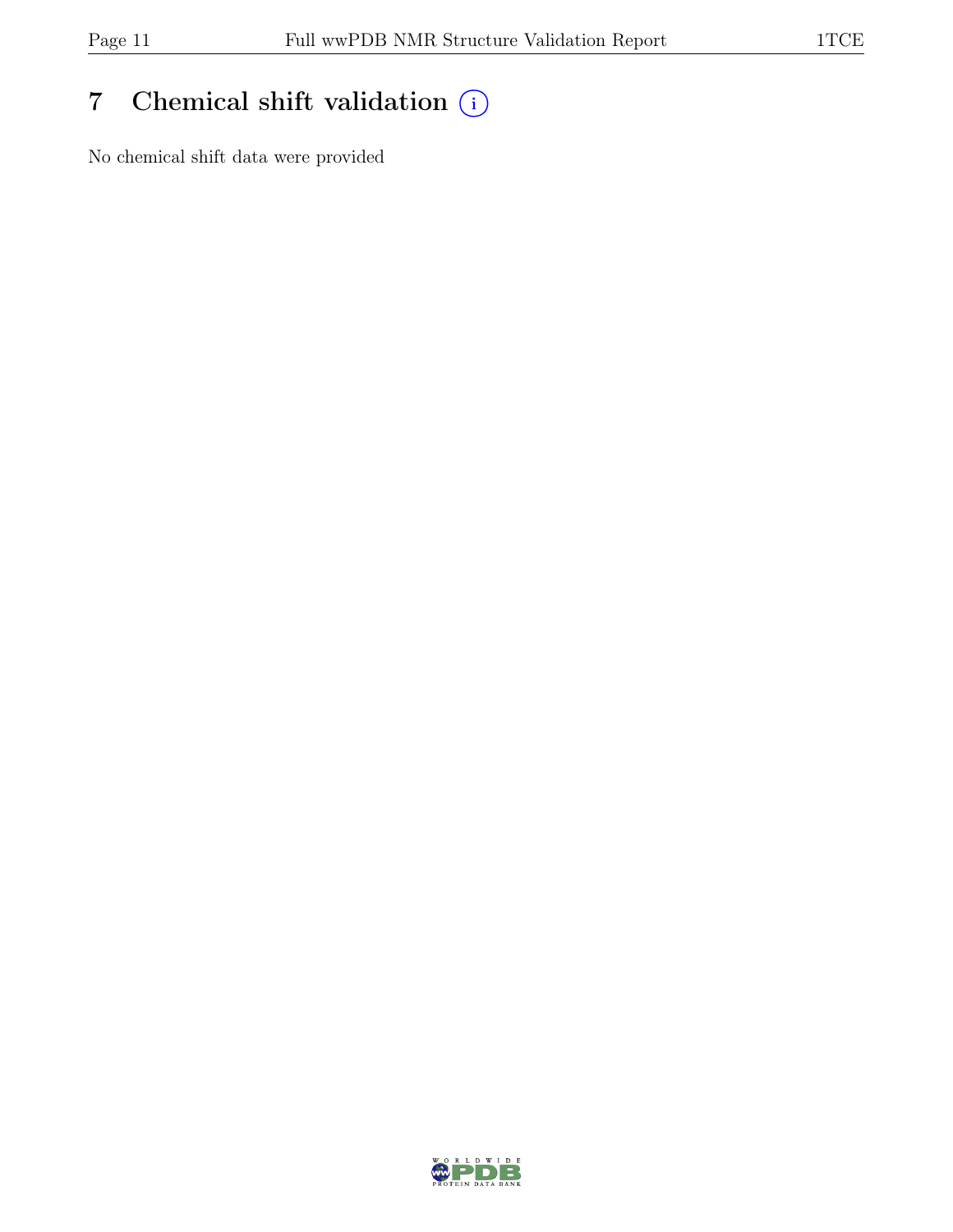# 7 Chemical shift validation

No chemical shift data were provided